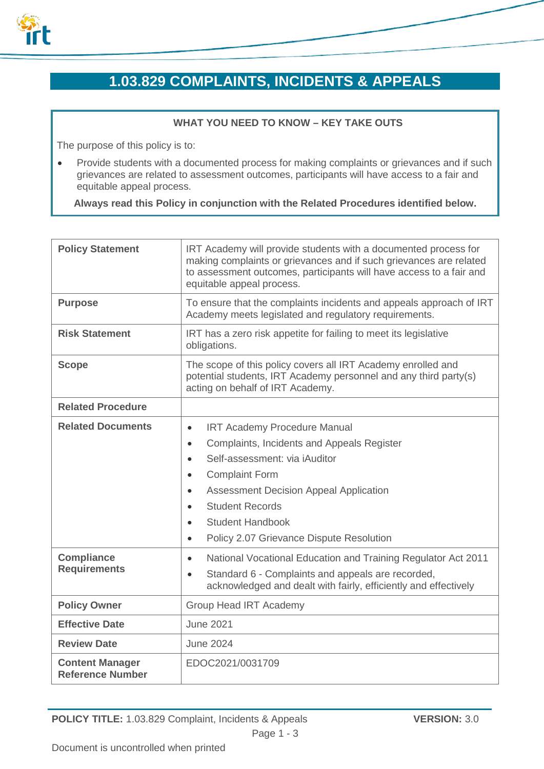# 1.03.829 COMPLAINTS, INCIDENTS & APPEALS

**WHAT YOU NEED TO KNOW – KEY TAKE OUTS**

The purpose of this policy is to:

- Provide students with a documented process for making complaints or grievances and if such grievances are related to assessment outcomes, participants will have access to a fair and equitable appeal process.

**Always read this Policy in conjunction with the Related Procedures identified below.**

| | |
|---|---|
| **Policy Statement** | IRT Academy will provide students with a documented process for making complaints or grievances and if such grievances are related to assessment outcomes, participants will have access to a fair and equitable appeal process. |
| **Purpose** | To ensure that the complaints incidents and appeals approach of IRT Academy meets legislated and regulatory requirements. |
| **Risk Statement** | IRT has a zero risk appetite for failing to meet its legislative obligations. |
| **Scope** | The scope of this policy covers all IRT Academy enrolled and potential students, IRT Academy personnel and any third party(s) acting on behalf of IRT Academy. |
| **Related Procedure** | |
| **Related Documents** | • IRT Academy Procedure Manual<br>• Complaints, Incidents and Appeals Register<br>• Self-assessment: via iAuditor<br>• Complaint Form<br>• Assessment Decision Appeal Application<br>• Student Records<br>• Student Handbook<br>• Policy 2.07 Grievance Dispute Resolution |
| **Compliance Requirements** | • National Vocational Education and Training Regulator Act 2011<br>• Standard 6 - Complaints and appeals are recorded, acknowledged and dealt with fairly, efficiently and effectively |
| **Policy Owner** | Group Head IRT Academy |
| **Effective Date** | June 2021 |
| **Review Date** | June 2024 |
| **Content Manager Reference Number** | EDOC2021/0031709 |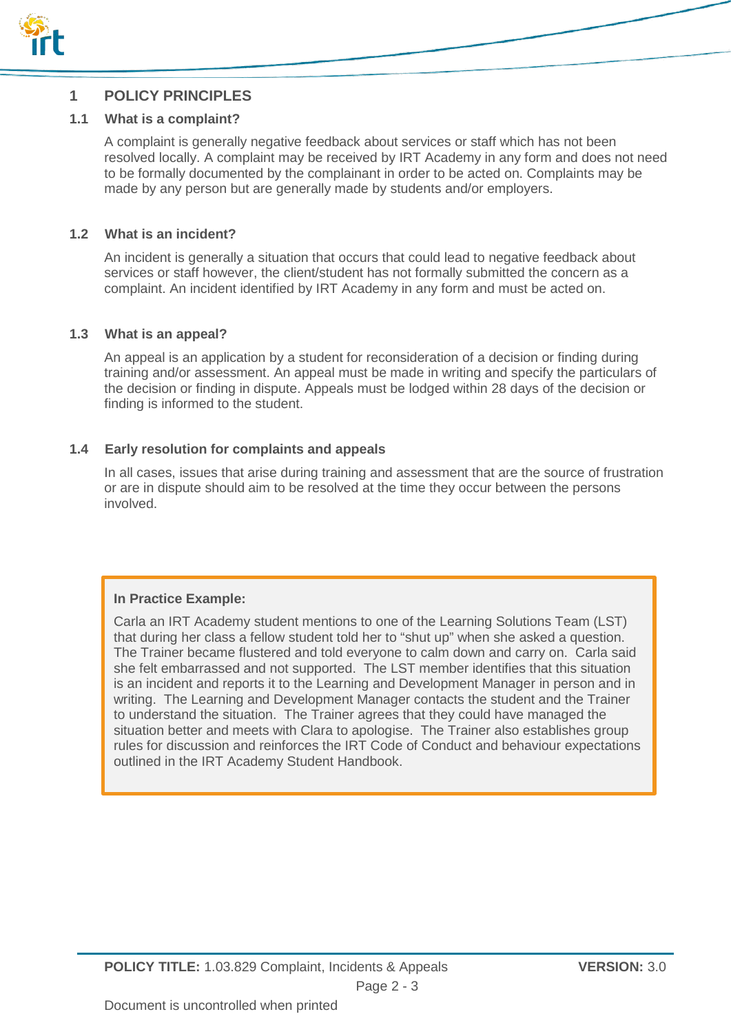## 1 POLICY PRINCIPLES

### 1.1 What is a complaint?

A complaint is generally negative feedback about services or staff which has not been resolved locally. A complaint may be received by IRT Academy in any form and does not need to be formally documented by the complainant in order to be acted on. Complaints may be made by any person but are generally made by students and/or employers.

### 1.2 What is an incident?

An incident is generally a situation that occurs that could lead to negative feedback about services or staff however, the client/student has not formally submitted the concern as a complaint. An incident identified by IRT Academy in any form and must be acted on.

### 1.3 What is an appeal?

An appeal is an application by a student for reconsideration of a decision or finding during training and/or assessment. An appeal must be made in writing and specify the particulars of the decision or finding in dispute. Appeals must be lodged within 28 days of the decision or finding is informed to the student.

### 1.4 Early resolution for complaints and appeals

In all cases, issues that arise during training and assessment that are the source of frustration or are in dispute should aim to be resolved at the time they occur between the persons involved.

> **In Practice Example:**
>
> Carla an IRT Academy student mentions to one of the Learning Solutions Team (LST) that during her class a fellow student told her to "shut up" when she asked a question. The Trainer became flustered and told everyone to calm down and carry on. Carla said she felt embarrassed and not supported. The LST member identifies that this situation is an incident and reports it to the Learning and Development Manager in person and in writing. The Learning and Development Manager contacts the student and the Trainer to understand the situation. The Trainer agrees that they could have managed the situation better and meets with Clara to apologise. The Trainer also establishes group rules for discussion and reinforces the IRT Code of Conduct and behaviour expectations outlined in the IRT Academy Student Handbook.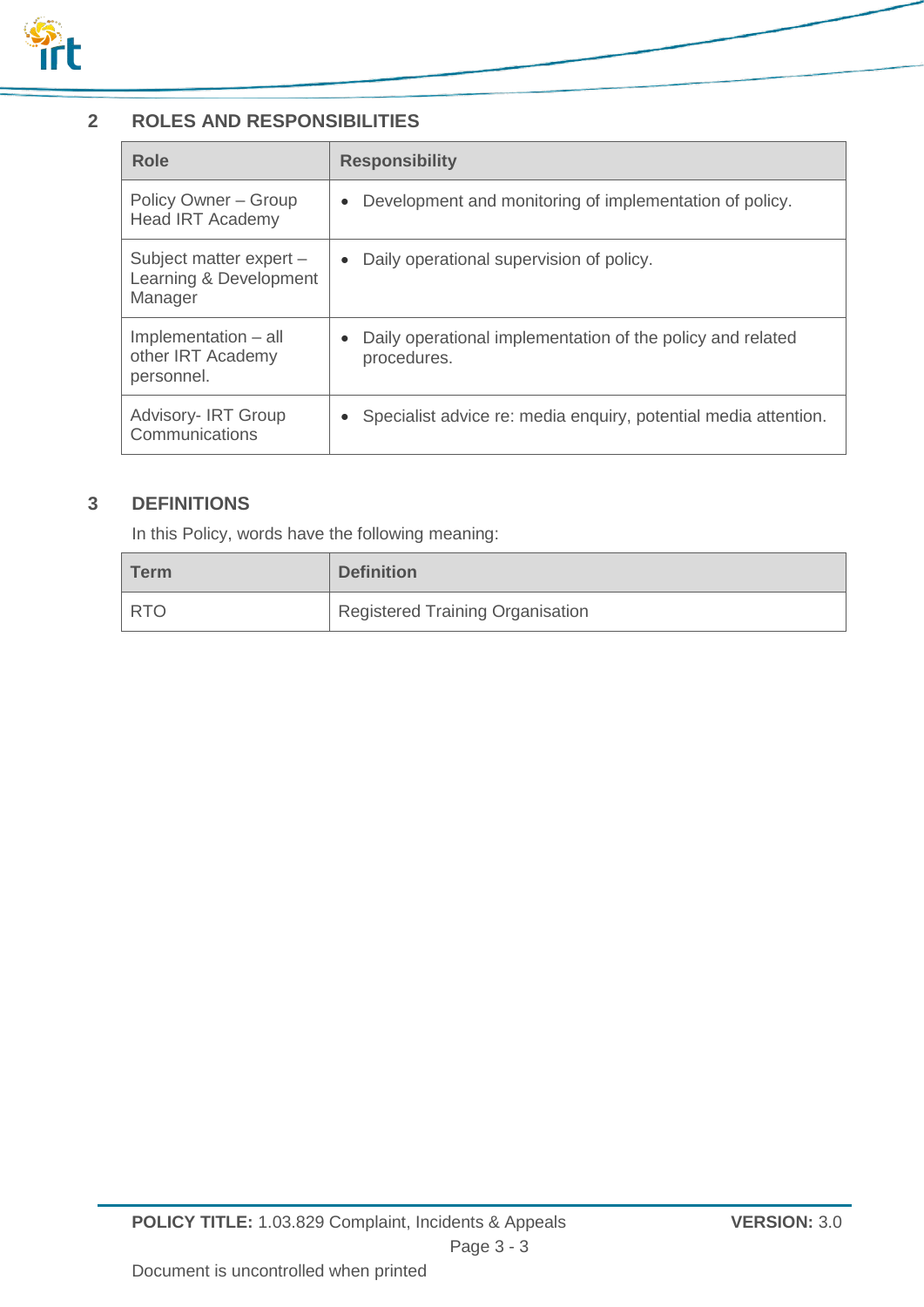## 2 ROLES AND RESPONSIBILITIES

| Role | Responsibility |
|---|---|
| Policy Owner – Group Head IRT Academy | • Development and monitoring of implementation of policy. |
| Subject matter expert – Learning & Development Manager | • Daily operational supervision of policy. |
| Implementation – all other IRT Academy personnel. | • Daily operational implementation of the policy and related procedures. |
| Advisory- IRT Group Communications | • Specialist advice re: media enquiry, potential media attention. |

## 3 DEFINITIONS

In this Policy, words have the following meaning:

| Term | Definition |
|---|---|
| RTO | Registered Training Organisation |